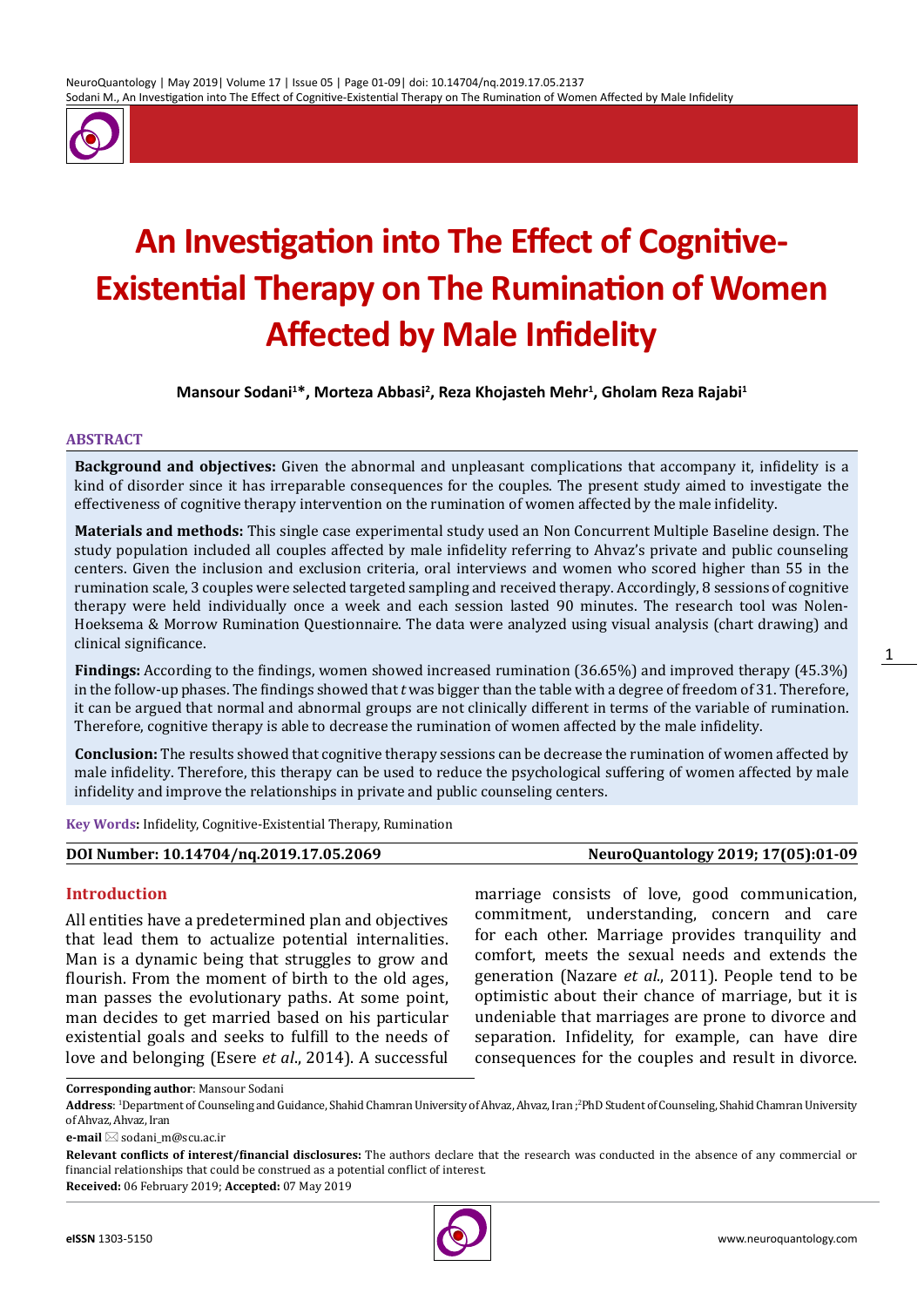# An Investigation into The Effect of Cognitive-Existential Therapy on The Rumination of Women Affected by Male Infidelity

**Mansour Sodani[1]*, Morteza Abbasi[2], Reza Khojasteh Mehr[1], Gholam Reza Rajabi[1]**

## ABSTRACT

**Background and objectives:** Given the abnormal and unpleasant complications that accompany it, infidelity is a kind of disorder since it has irreparable consequences for the couples. The present study aimed to investigate the effectiveness of cognitive therapy intervention on the rumination of women affected by the male infidelity.

**Materials and methods:** This single case experimental study used an Non Concurrent Multiple Baseline design. The study population included all couples affected by male infidelity referring to Ahvaz's private and public counseling centers. Given the inclusion and exclusion criteria, oral interviews and women who scored higher than 55 in the rumination scale, 3 couples were selected targeted sampling and received therapy. Accordingly, 8 sessions of cognitive therapy were held individually once a week and each session lasted 90 minutes. The research tool was Nolen-Hoeksema & Morrow Rumination Questionnaire. The data were analyzed using visual analysis (chart drawing) and clinical significance.

**Findings:** According to the findings, women showed increased rumination (36.65%) and improved therapy (45.3%) in the follow-up phases. The findings showed that *t* was bigger than the table with a degree of freedom of 31. Therefore, it can be argued that normal and abnormal groups are not clinically different in terms of the variable of rumination. Therefore, cognitive therapy is able to decrease the rumination of women affected by the male infidelity.

**Conclusion:** The results showed that cognitive therapy sessions can be decrease the rumination of women affected by male infidelity. Therefore, this therapy can be used to reduce the psychological suffering of women affected by male infidelity and improve the relationships in private and public counseling centers.

**Key Words:** Infidelity, Cognitive-Existential Therapy, Rumination

**DOI Number: 10.14704/nq.2019.17.05.2069** NeuroQuantology 2019; 17(05):01-09

## Introduction

All entities have a predetermined plan and objectives that lead them to actualize potential internalities. Man is a dynamic being that struggles to grow and flourish. From the moment of birth to the old ages, man passes the evolutionary paths. At some point, man decides to get married based on his particular existential goals and seeks to fulfill to the needs of love and belonging (Esere *et al*., 2014). A successful marriage consists of love, good communication, commitment, understanding, concern and care for each other. Marriage provides tranquility and comfort, meets the sexual needs and extends the generation (Nazare *et al*., 2011). People tend to be optimistic about their chance of marriage, but it is undeniable that marriages are prone to divorce and separation. Infidelity, for example, can have dire consequences for the couples and result in divorce.

---

**Corresponding author**: Mansour Sodani

**Address**: [1]Department of Counseling and Guidance, Shahid Chamran University of Ahvaz, Ahvaz, Iran ;[2]PhD Student of Counseling, Shahid Chamran University of Ahvaz, Ahvaz, Iran

**e-mail** ✉ sodani_m@scu.ac.ir

**Relevant conflicts of interest/financial disclosures:** The authors declare that the research was conducted in the absence of any commercial or financial relationships that could be construed as a potential conflict of interest.

**Received:** 06 February 2019; **Accepted:** 07 May 2019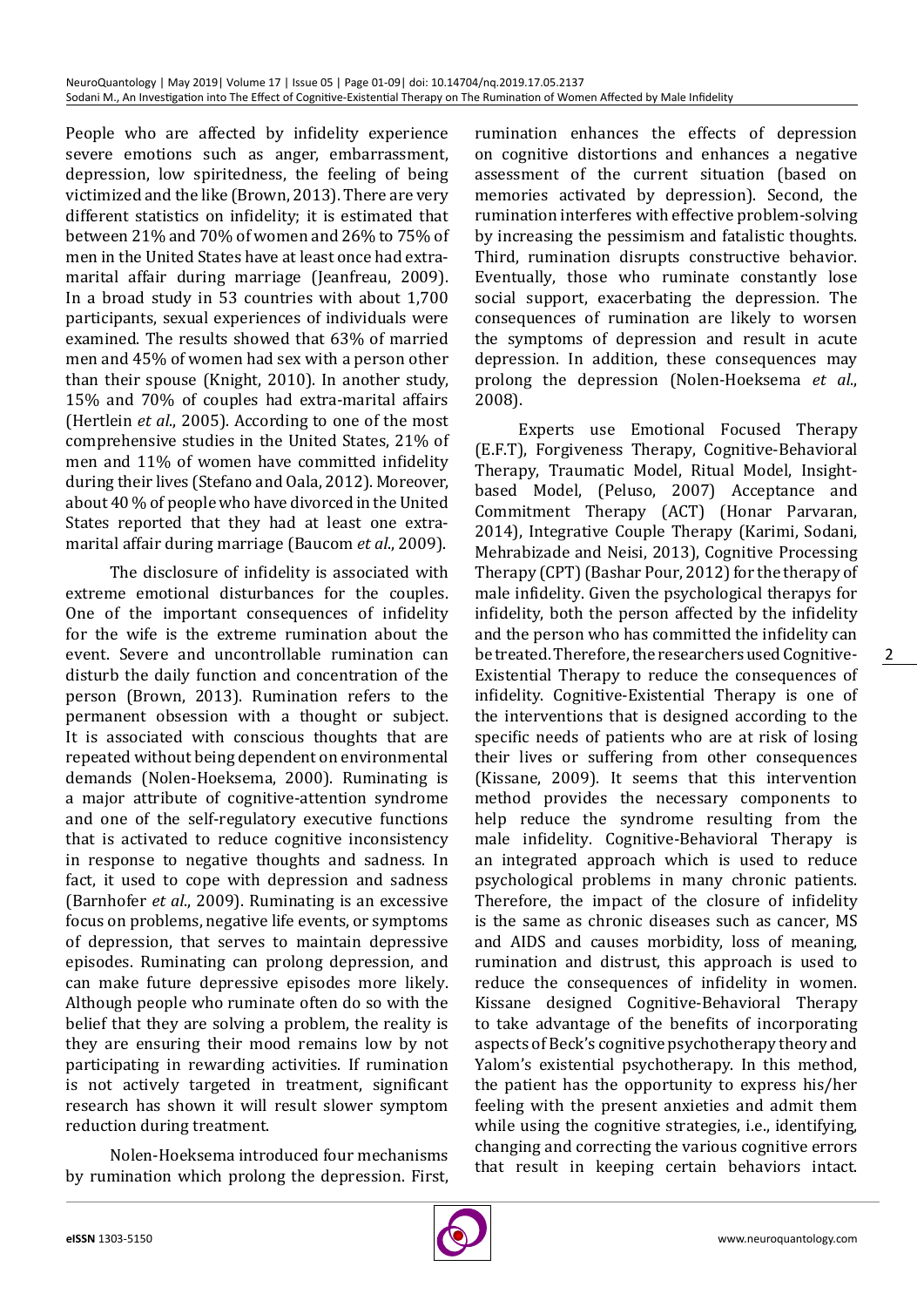People who are affected by infidelity experience severe emotions such as anger, embarrassment, depression, low spiritedness, the feeling of being victimized and the like (Brown, 2013). There are very different statistics on infidelity; it is estimated that between 21% and 70% of women and 26% to 75% of men in the United States have at least once had extra-marital affair during marriage (Jeanfreau, 2009). In a broad study in 53 countries with about 1,700 participants, sexual experiences of individuals were examined. The results showed that 63% of married men and 45% of women had sex with a person other than their spouse (Knight, 2010). In another study, 15% and 70% of couples had extra-marital affairs (Hertlein *et al*., 2005). According to one of the most comprehensive studies in the United States, 21% of men and 11% of women have committed infidelity during their lives (Stefano and Oala, 2012). Moreover, about 40 % of people who have divorced in the United States reported that they had at least one extra-marital affair during marriage (Baucom *et al*., 2009).

The disclosure of infidelity is associated with extreme emotional disturbances for the couples. One of the important consequences of infidelity for the wife is the extreme rumination about the event. Severe and uncontrollable rumination can disturb the daily function and concentration of the person (Brown, 2013). Rumination refers to the permanent obsession with a thought or subject. It is associated with conscious thoughts that are repeated without being dependent on environmental demands (Nolen-Hoeksema, 2000). Ruminating is a major attribute of cognitive-attention syndrome and one of the self-regulatory executive functions that is activated to reduce cognitive inconsistency in response to negative thoughts and sadness. In fact, it used to cope with depression and sadness (Barnhofer *et al*., 2009). Ruminating is an excessive focus on problems, negative life events, or symptoms of depression, that serves to maintain depressive episodes. Ruminating can prolong depression, and can make future depressive episodes more likely. Although people who ruminate often do so with the belief that they are solving a problem, the reality is they are ensuring their mood remains low by not participating in rewarding activities. If rumination is not actively targeted in treatment, significant research has shown it will result slower symptom reduction during treatment.

Nolen-Hoeksema introduced four mechanisms by rumination which prolong the depression. First, rumination enhances the effects of depression on cognitive distortions and enhances a negative assessment of the current situation (based on memories activated by depression). Second, the rumination interferes with effective problem-solving by increasing the pessimism and fatalistic thoughts. Third, rumination disrupts constructive behavior. Eventually, those who ruminate constantly lose social support, exacerbating the depression. The consequences of rumination are likely to worsen the symptoms of depression and result in acute depression. In addition, these consequences may prolong the depression (Nolen-Hoeksema *et al*., 2008).

Experts use Emotional Focused Therapy (E.F.T), Forgiveness Therapy, Cognitive-Behavioral Therapy, Traumatic Model, Ritual Model, Insight-based Model, (Peluso, 2007) Acceptance and Commitment Therapy (ACT) (Honar Parvaran, 2014), Integrative Couple Therapy (Karimi, Sodani, Mehrabizade and Neisi, 2013), Cognitive Processing Therapy (CPT) (Bashar Pour, 2012) for the therapy of male infidelity. Given the psychological therapys for infidelity, both the person affected by the infidelity and the person who has committed the infidelity can be treated. Therefore, the researchers used Cognitive-Existential Therapy to reduce the consequences of infidelity. Cognitive-Existential Therapy is one of the interventions that is designed according to the specific needs of patients who are at risk of losing their lives or suffering from other consequences (Kissane, 2009). It seems that this intervention method provides the necessary components to help reduce the syndrome resulting from the male infidelity. Cognitive-Behavioral Therapy is an integrated approach which is used to reduce psychological problems in many chronic patients. Therefore, the impact of the closure of infidelity is the same as chronic diseases such as cancer, MS and AIDS and causes morbidity, loss of meaning, rumination and distrust, this approach is used to reduce the consequences of infidelity in women. Kissane designed Cognitive-Behavioral Therapy to take advantage of the benefits of incorporating aspects of Beck's cognitive psychotherapy theory and Yalom's existential psychotherapy. In this method, the patient has the opportunity to express his/her feeling with the present anxieties and admit them while using the cognitive strategies, i.e., identifying, changing and correcting the various cognitive errors that result in keeping certain behaviors intact.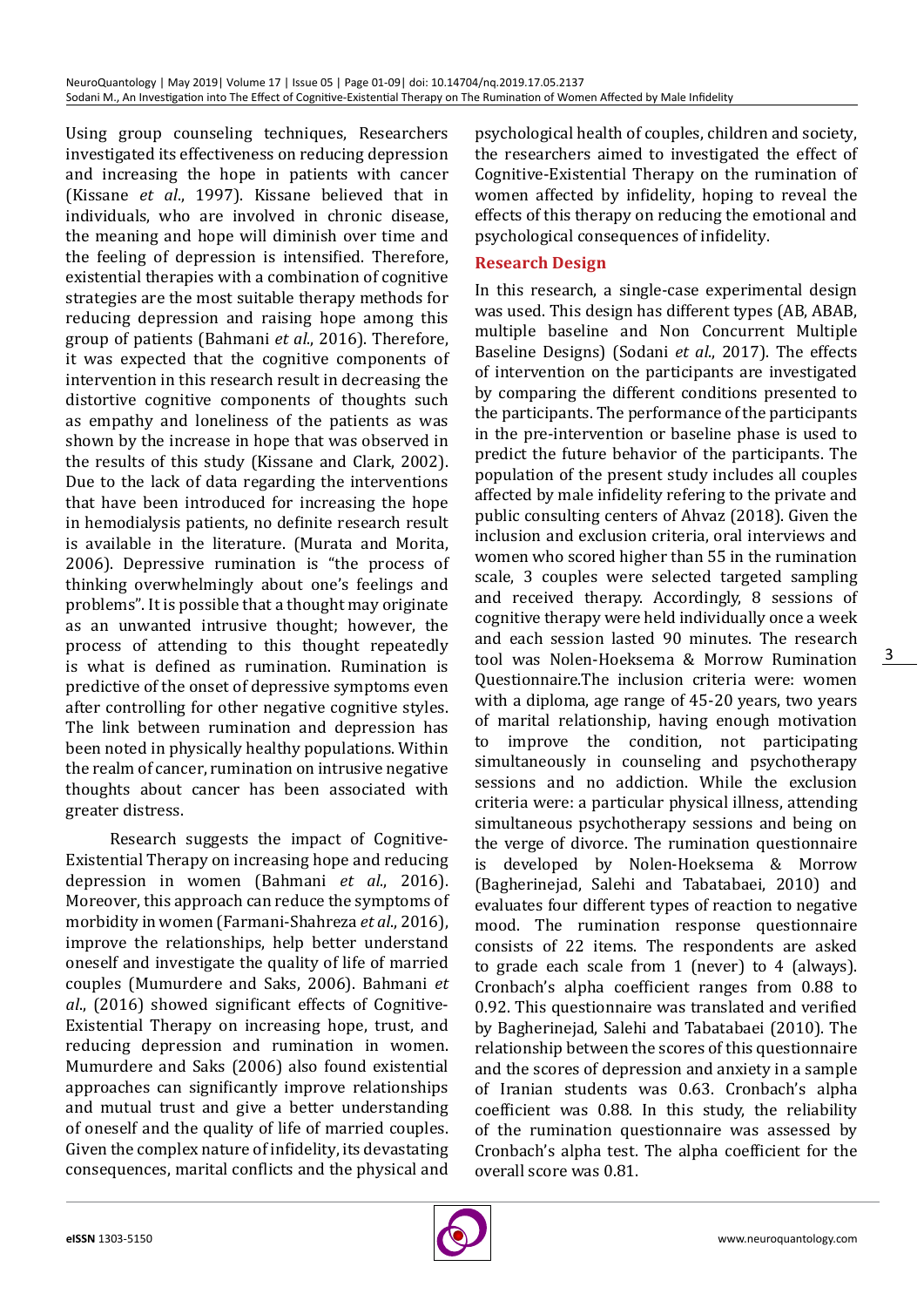Using group counseling techniques, Researchers investigated its effectiveness on reducing depression and increasing the hope in patients with cancer (Kissane *et al*., 1997). Kissane believed that in individuals, who are involved in chronic disease, the meaning and hope will diminish over time and the feeling of depression is intensified. Therefore, existential therapies with a combination of cognitive strategies are the most suitable therapy methods for reducing depression and raising hope among this group of patients (Bahmani *et al*., 2016). Therefore, it was expected that the cognitive components of intervention in this research result in decreasing the distortive cognitive components of thoughts such as empathy and loneliness of the patients as was shown by the increase in hope that was observed in the results of this study (Kissane and Clark, 2002). Due to the lack of data regarding the interventions that have been introduced for increasing the hope in hemodialysis patients, no definite research result is available in the literature. (Murata and Morita, 2006). Depressive rumination is "the process of thinking overwhelmingly about one's feelings and problems". It is possible that a thought may originate as an unwanted intrusive thought; however, the process of attending to this thought repeatedly is what is defined as rumination. Rumination is predictive of the onset of depressive symptoms even after controlling for other negative cognitive styles. The link between rumination and depression has been noted in physically healthy populations. Within the realm of cancer, rumination on intrusive negative thoughts about cancer has been associated with greater distress.

Research suggests the impact of Cognitive-Existential Therapy on increasing hope and reducing depression in women (Bahmani *et al*., 2016). Moreover, this approach can reduce the symptoms of morbidity in women (Farmani-Shahreza *et al*., 2016), improve the relationships, help better understand oneself and investigate the quality of life of married couples (Mumurdere and Saks, 2006). Bahmani *et al*., (2016) showed significant effects of Cognitive-Existential Therapy on increasing hope, trust, and reducing depression and rumination in women. Mumurdere and Saks (2006) also found existential approaches can significantly improve relationships and mutual trust and give a better understanding of oneself and the quality of life of married couples. Given the complex nature of infidelity, its devastating consequences, marital conflicts and the physical and psychological health of couples, children and society, the researchers aimed to investigated the effect of Cognitive-Existential Therapy on the rumination of women affected by infidelity, hoping to reveal the effects of this therapy on reducing the emotional and psychological consequences of infidelity.

## Research Design

In this research, a single-case experimental design was used. This design has different types (AB, ABAB, multiple baseline and Non Concurrent Multiple Baseline Designs) (Sodani *et al*., 2017). The effects of intervention on the participants are investigated by comparing the different conditions presented to the participants. The performance of the participants in the pre-intervention or baseline phase is used to predict the future behavior of the participants. The population of the present study includes all couples affected by male infidelity refering to the private and public consulting centers of Ahvaz (2018). Given the inclusion and exclusion criteria, oral interviews and women who scored higher than 55 in the rumination scale, 3 couples were selected targeted sampling and received therapy. Accordingly, 8 sessions of cognitive therapy were held individually once a week and each session lasted 90 minutes. The research tool was Nolen-Hoeksema & Morrow Rumination Questionnaire.The inclusion criteria were: women with a diploma, age range of 45-20 years, two years of marital relationship, having enough motivation to improve the condition, not participating simultaneously in counseling and psychotherapy sessions and no addiction. While the exclusion criteria were: a particular physical illness, attending simultaneous psychotherapy sessions and being on the verge of divorce. The rumination questionnaire is developed by Nolen-Hoeksema & Morrow (Bagherinejad, Salehi and Tabatabaei, 2010) and evaluates four different types of reaction to negative mood. The rumination response questionnaire consists of 22 items. The respondents are asked to grade each scale from 1 (never) to 4 (always). Cronbach's alpha coefficient ranges from 0.88 to 0.92. This questionnaire was translated and verified by Bagherinejad, Salehi and Tabatabaei (2010). The relationship between the scores of this questionnaire and the scores of depression and anxiety in a sample of Iranian students was 0.63. Cronbach's alpha coefficient was 0.88. In this study, the reliability of the rumination questionnaire was assessed by Cronbach's alpha test. The alpha coefficient for the overall score was 0.81.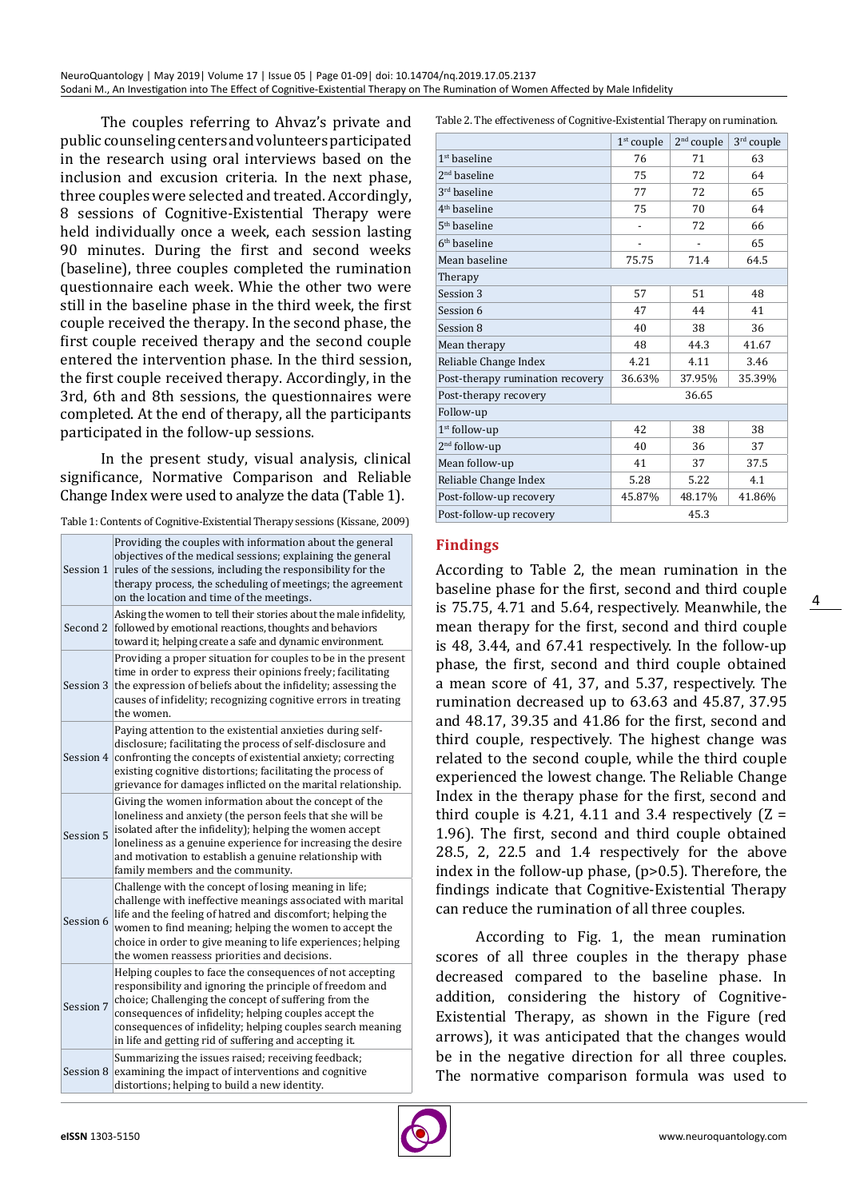The couples referring to Ahvaz's private and public counseling centers and volunteers participated in the research using oral interviews based on the inclusion and excusion criteria. In the next phase, three couples were selected and treated. Accordingly, 8 sessions of Cognitive-Existential Therapy were held individually once a week, each session lasting 90 minutes. During the first and second weeks (baseline), three couples completed the rumination questionnaire each week. Whie the other two were still in the baseline phase in the third week, the first couple received the therapy. In the second phase, the first couple received therapy and the second couple entered the intervention phase. In the third session, the first couple received therapy. Accordingly, in the 3rd, 6th and 8th sessions, the questionnaires were completed. At the end of therapy, all the participants participated in the follow-up sessions.

In the present study, visual analysis, clinical significance, Normative Comparison and Reliable Change Index were used to analyze the data (Table 1).

Table 1: Contents of Cognitive-Existential Therapy sessions (Kissane, 2009)

| | |
|---|---|
| Session 1 | Providing the couples with information about the general objectives of the medical sessions; explaining the general rules of the sessions, including the responsibility for the therapy process, the scheduling of meetings; the agreement on the location and time of the meetings. |
| Second 2 | Asking the women to tell their stories about the male infidelity, followed by emotional reactions, thoughts and behaviors toward it; helping create a safe and dynamic environment. |
| Session 3 | Providing a proper situation for couples to be in the present time in order to express their opinions freely; facilitating the expression of beliefs about the infidelity; assessing the causes of infidelity; recognizing cognitive errors in treating the women. |
| Session 4 | Paying attention to the existential anxieties during self-disclosure; facilitating the process of self-disclosure and confronting the concepts of existential anxiety; correcting existing cognitive distortions; facilitating the process of grievance for damages inflicted on the marital relationship. |
| Session 5 | Giving the women information about the concept of the loneliness and anxiety (the person feels that she will be isolated after the infidelity); helping the women accept loneliness as a genuine experience for increasing the desire and motivation to establish a genuine relationship with family members and the community. |
| Session 6 | Challenge with the concept of losing meaning in life; challenge with ineffective meanings associated with marital life and the feeling of hatred and discomfort; helping the women to find meaning; helping the women to accept the choice in order to give meaning to life experiences; helping the women reassess priorities and decisions. |
| Session 7 | Helping couples to face the consequences of not accepting responsibility and ignoring the principle of freedom and choice; Challenging the concept of suffering from the consequences of infidelity; helping couples accept the consequences of infidelity; helping couples search meaning in life and getting rid of suffering and accepting it. |
| Session 8 | Summarizing the issues raised; receiving feedback; examining the impact of interventions and cognitive distortions; helping to build a new identity. |

Table 2. The effectiveness of Cognitive-Existential Therapy on rumination.

| | 1st couple | 2nd couple | 3rd couple |
|---|---|---|---|
| 1st baseline | 76 | 71 | 63 |
| 2nd baseline | 75 | 72 | 64 |
| 3rd baseline | 77 | 72 | 65 |
| 4th baseline | 75 | 70 | 64 |
| 5th baseline | - | 72 | 66 |
| 6th baseline | - | - | 65 |
| Mean baseline | 75.75 | 71.4 | 64.5 |
| Therapy | | | |
| Session 3 | 57 | 51 | 48 |
| Session 6 | 47 | 44 | 41 |
| Session 8 | 40 | 38 | 36 |
| Mean therapy | 48 | 44.3 | 41.67 |
| Reliable Change Index | 4.21 | 4.11 | 3.46 |
| Post-therapy rumination recovery | 36.63% | 37.95% | 35.39% |
| Post-therapy recovery | 36.65 | | |
| Follow-up | | | |
| 1st follow-up | 42 | 38 | 38 |
| 2nd follow-up | 40 | 36 | 37 |
| Mean follow-up | 41 | 37 | 37.5 |
| Reliable Change Index | 5.28 | 5.22 | 4.1 |
| Post-follow-up recovery | 45.87% | 48.17% | 41.86% |
| Post-follow-up recovery | 45.3 | | |

## Findings

According to Table 2, the mean rumination in the baseline phase for the first, second and third couple is 75.75, 4.71 and 5.64, respectively. Meanwhile, the mean therapy for the first, second and third couple is 48, 3.44, and 67.41 respectively. In the follow-up phase, the first, second and third couple obtained a mean score of 41, 37, and 5.37, respectively. The rumination decreased up to 63.63 and 45.87, 37.95 and 48.17, 39.35 and 41.86 for the first, second and third couple, respectively. The highest change was related to the second couple, while the third couple experienced the lowest change. The Reliable Change Index in the therapy phase for the first, second and third couple is 4.21, 4.11 and 3.4 respectively ($Z = 1.96$). The first, second and third couple obtained 28.5, 2, 22.5 and 1.4 respectively for the above index in the follow-up phase, ($p>0.5$). Therefore, the findings indicate that Cognitive-Existential Therapy can reduce the rumination of all three couples.

According to Fig. 1, the mean rumination scores of all three couples in the therapy phase decreased compared to the baseline phase. In addition, considering the history of Cognitive-Existential Therapy, as shown in the Figure (red arrows), it was anticipated that the changes would be in the negative direction for all three couples. The normative comparison formula was used to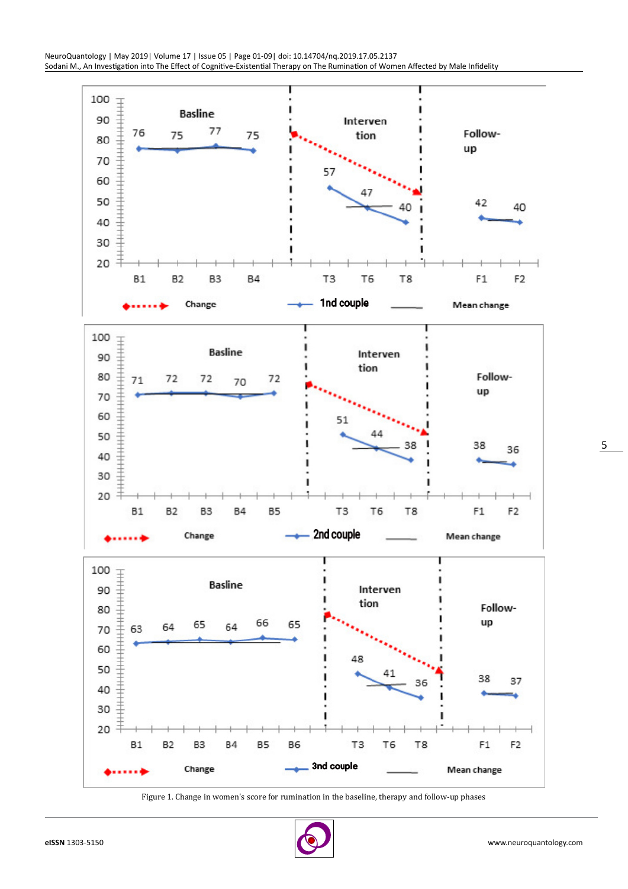Figure 1. Change in women's score for rumination in the baseline, therapy and follow-up phases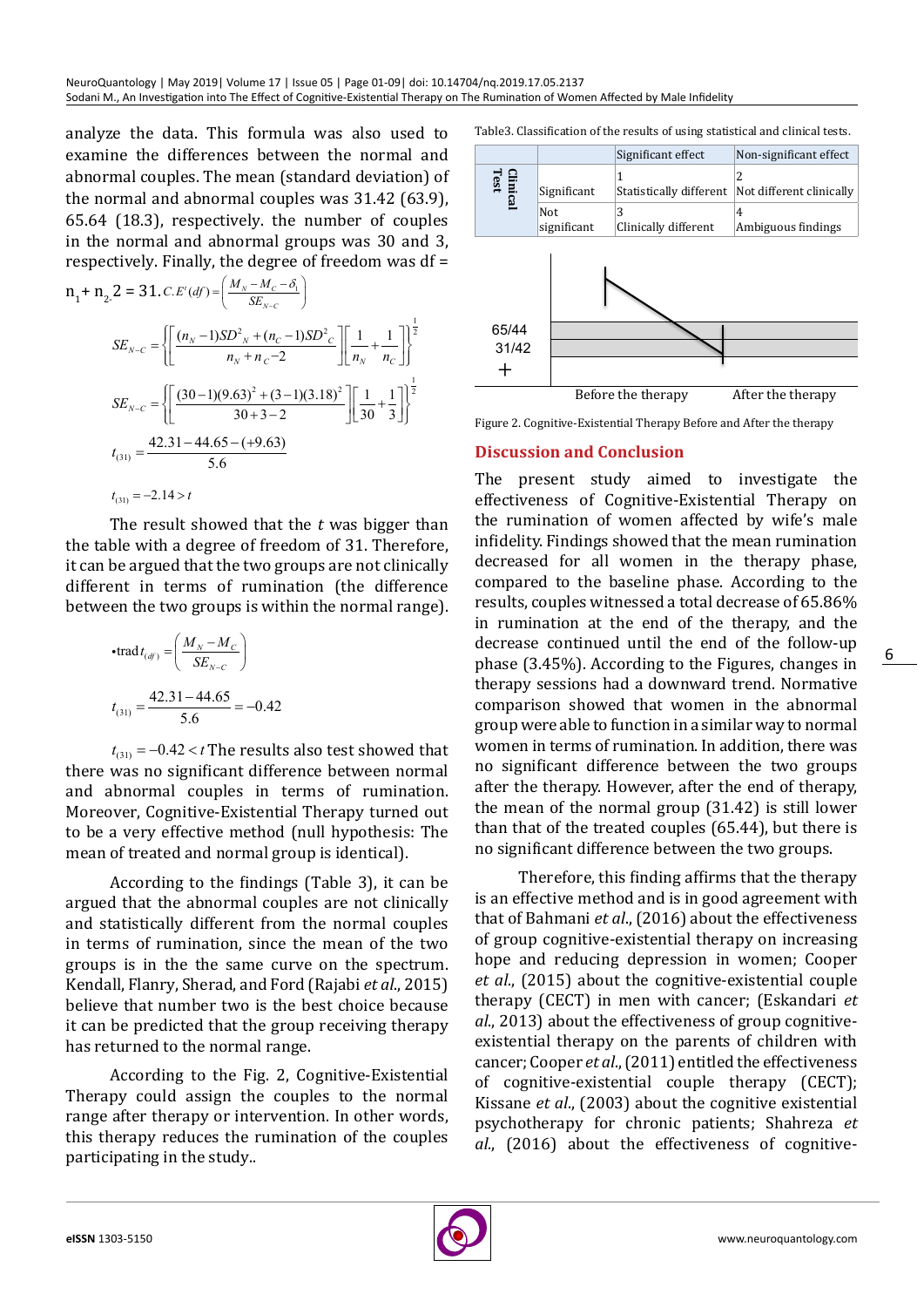analyze the data. This formula was also used to examine the differences between the normal and abnormal couples. The mean (standard deviation) of the normal and abnormal couples was 31.42 (63.9), 65.64 (18.3), respectively. the number of couples in the normal and abnormal groups was 30 and 3, respectively. Finally, the degree of freedom was df = $n_1 + n_2 2 = 31$. $C.E'(df) = \left( \frac{M_N - M_C - \delta_1}{SE_{N-C}} \right)$

$$SE_{N-C} = \left\{ \left[ \frac{(n_N - 1)SD^2{}_N + (n_C - 1)SD^2{}_C}{n_N + n_C - 2} \right] \left[ \frac{1}{n_N} + \frac{1}{n_C} \right] \right\}^{\frac{1}{2}}$$

$$SE_{N-C} = \left\{ \left[ \frac{(30-1)(9.63)^2 + (3-1)(3.18)^2}{30+3-2} \right] \left[ \frac{1}{30} + \frac{1}{3} \right] \right\}^{\frac{1}{2}}$$

$$t_{(31)} = \frac{42.31 - 44.65 - (+9.63)}{5.6}$$

$$t_{(31)} = -2.14 > t$$

The result showed that the $t$ was bigger than the table with a degree of freedom of 31. Therefore, it can be argued that the two groups are not clinically different in terms of rumination (the difference between the two groups is within the normal range).

$$\bullet \text{trad}\, t_{(df)} = \left( \frac{M_N - M_C}{SE_{N-C}} \right)$$

$$t_{(31)} = \frac{42.31 - 44.65}{5.6} = -0.42$$

$t_{(31)} = -0.42 < t$ The results also test showed that there was no significant difference between normal and abnormal couples in terms of rumination. Moreover, Cognitive-Existential Therapy turned out to be a very effective method (null hypothesis: The mean of treated and normal group is identical).

According to the findings (Table 3), it can be argued that the abnormal couples are not clinically and statistically different from the normal couples in terms of rumination, since the mean of the two groups is in the the same curve on the spectrum. Kendall, Flanry, Sherad, and Ford (Rajabi *et al*., 2015) believe that number two is the best choice because it can be predicted that the group receiving therapy has returned to the normal range.

According to the Fig. 2, Cognitive-Existential Therapy could assign the couples to the normal range after therapy or intervention. In other words, this therapy reduces the rumination of the couples participating in the study..

Table3. Classification of the results of using statistical and clinical tests.

| Clinical Test | | Significant effect | Non-significant effect |
|---|---|---|---|
| | Significant | 1<br>Statistically different | 2<br>Not different clinically |
| | Not significant | 3<br>Clinically different | 4<br>Ambiguous findings |

Figure 2. Cognitive-Existential Therapy Before and After the therapy

## Discussion and Conclusion

The present study aimed to investigate the effectiveness of Cognitive-Existential Therapy on the rumination of women affected by wife's male infidelity. Findings showed that the mean rumination decreased for all women in the therapy phase, compared to the baseline phase. According to the results, couples witnessed a total decrease of 65.86% in rumination at the end of the therapy, and the decrease continued until the end of the follow-up phase (3.45%). According to the Figures, changes in therapy sessions had a downward trend. Normative comparison showed that women in the abnormal group were able to function in a similar way to normal women in terms of rumination. In addition, there was no significant difference between the two groups after the therapy. However, after the end of therapy, the mean of the normal group (31.42) is still lower than that of the treated couples (65.44), but there is no significant difference between the two groups.

Therefore, this finding affirms that the therapy is an effective method and is in good agreement with that of Bahmani *et al*., (2016) about the effectiveness of group cognitive-existential therapy on increasing hope and reducing depression in women; Cooper *et al*., (2015) about the cognitive-existential couple therapy (CECT) in men with cancer; (Eskandari *et al*., 2013) about the effectiveness of group cognitive-existential therapy on the parents of children with cancer; Cooper *et al*., (2011) entitled the effectiveness of cognitive-existential couple therapy (CECT); Kissane *et al*., (2003) about the cognitive existential psychotherapy for chronic patients; Shahreza *et al*., (2016) about the effectiveness of cognitive-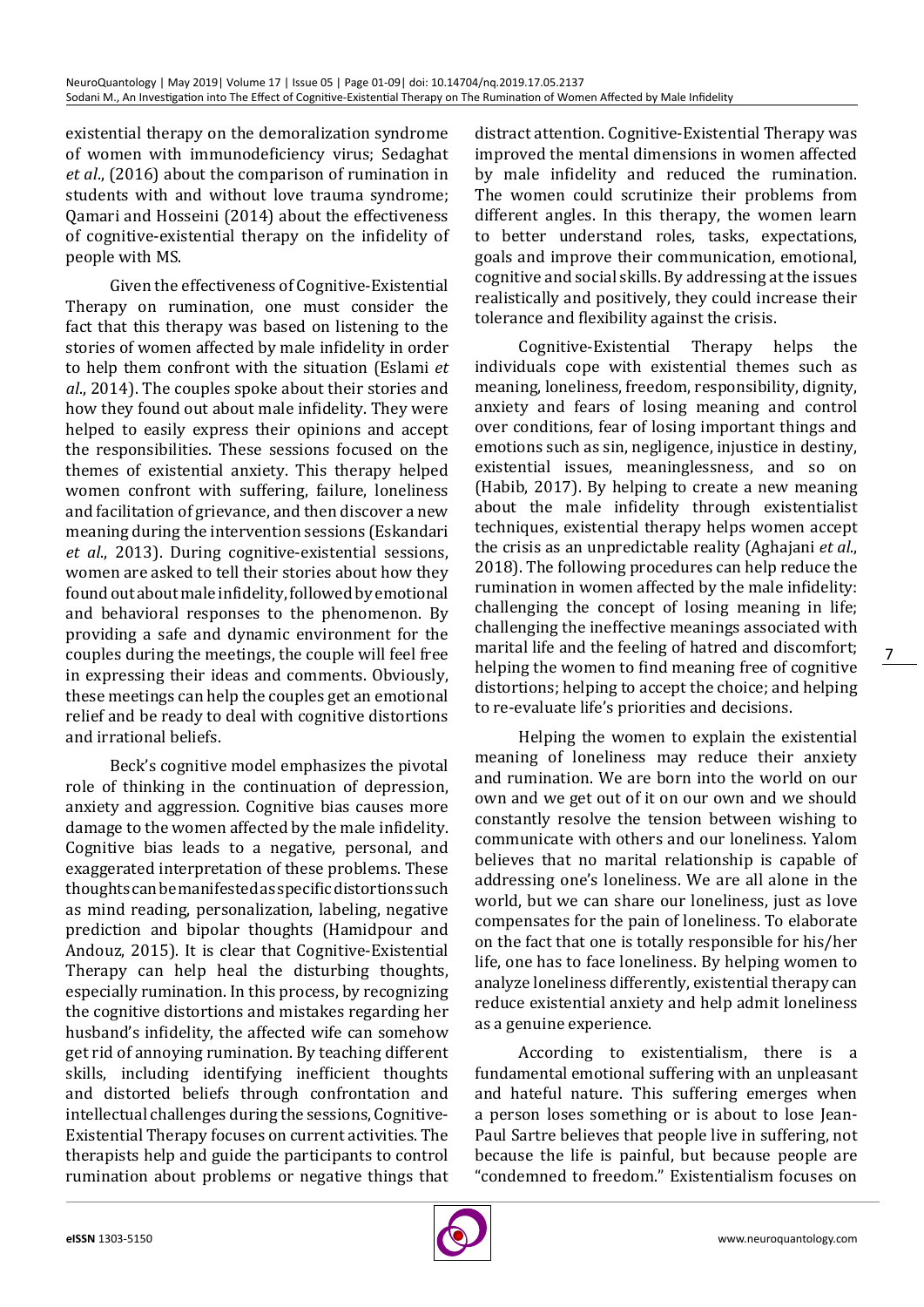existential therapy on the demoralization syndrome of women with immunodeficiency virus; Sedaghat *et al*., (2016) about the comparison of rumination in students with and without love trauma syndrome; Qamari and Hosseini (2014) about the effectiveness of cognitive-existential therapy on the infidelity of people with MS.

Given the effectiveness of Cognitive-Existential Therapy on rumination, one must consider the fact that this therapy was based on listening to the stories of women affected by male infidelity in order to help them confront with the situation (Eslami *et al*., 2014). The couples spoke about their stories and how they found out about male infidelity. They were helped to easily express their opinions and accept the responsibilities. These sessions focused on the themes of existential anxiety. This therapy helped women confront with suffering, failure, loneliness and facilitation of grievance, and then discover a new meaning during the intervention sessions (Eskandari *et al*., 2013). During cognitive-existential sessions, women are asked to tell their stories about how they found out about male infidelity, followed by emotional and behavioral responses to the phenomenon. By providing a safe and dynamic environment for the couples during the meetings, the couple will feel free in expressing their ideas and comments. Obviously, these meetings can help the couples get an emotional relief and be ready to deal with cognitive distortions and irrational beliefs.

Beck's cognitive model emphasizes the pivotal role of thinking in the continuation of depression, anxiety and aggression. Cognitive bias causes more damage to the women affected by the male infidelity. Cognitive bias leads to a negative, personal, and exaggerated interpretation of these problems. These thoughts can be manifested as specific distortions such as mind reading, personalization, labeling, negative prediction and bipolar thoughts (Hamidpour and Andouz, 2015). It is clear that Cognitive-Existential Therapy can help heal the disturbing thoughts, especially rumination. In this process, by recognizing the cognitive distortions and mistakes regarding her husband's infidelity, the affected wife can somehow get rid of annoying rumination. By teaching different skills, including identifying inefficient thoughts and distorted beliefs through confrontation and intellectual challenges during the sessions, Cognitive-Existential Therapy focuses on current activities. The therapists help and guide the participants to control rumination about problems or negative things that distract attention. Cognitive-Existential Therapy was improved the mental dimensions in women affected by male infidelity and reduced the rumination. The women could scrutinize their problems from different angles. In this therapy, the women learn to better understand roles, tasks, expectations, goals and improve their communication, emotional, cognitive and social skills. By addressing at the issues realistically and positively, they could increase their tolerance and flexibility against the crisis.

Cognitive-Existential Therapy helps the individuals cope with existential themes such as meaning, loneliness, freedom, responsibility, dignity, anxiety and fears of losing meaning and control over conditions, fear of losing important things and emotions such as sin, negligence, injustice in destiny, existential issues, meaninglessness, and so on (Habib, 2017). By helping to create a new meaning about the male infidelity through existentialist techniques, existential therapy helps women accept the crisis as an unpredictable reality (Aghajani *et al*., 2018). The following procedures can help reduce the rumination in women affected by the male infidelity: challenging the concept of losing meaning in life; challenging the ineffective meanings associated with marital life and the feeling of hatred and discomfort; helping the women to find meaning free of cognitive distortions; helping to accept the choice; and helping to re-evaluate life's priorities and decisions.

Helping the women to explain the existential meaning of loneliness may reduce their anxiety and rumination. We are born into the world on our own and we get out of it on our own and we should constantly resolve the tension between wishing to communicate with others and our loneliness. Yalom believes that no marital relationship is capable of addressing one's loneliness. We are all alone in the world, but we can share our loneliness, just as love compensates for the pain of loneliness. To elaborate on the fact that one is totally responsible for his/her life, one has to face loneliness. By helping women to analyze loneliness differently, existential therapy can reduce existential anxiety and help admit loneliness as a genuine experience.

According to existentialism, there is a fundamental emotional suffering with an unpleasant and hateful nature. This suffering emerges when a person loses something or is about to lose Jean-Paul Sartre believes that people live in suffering, not because the life is painful, but because people are "condemned to freedom." Existentialism focuses on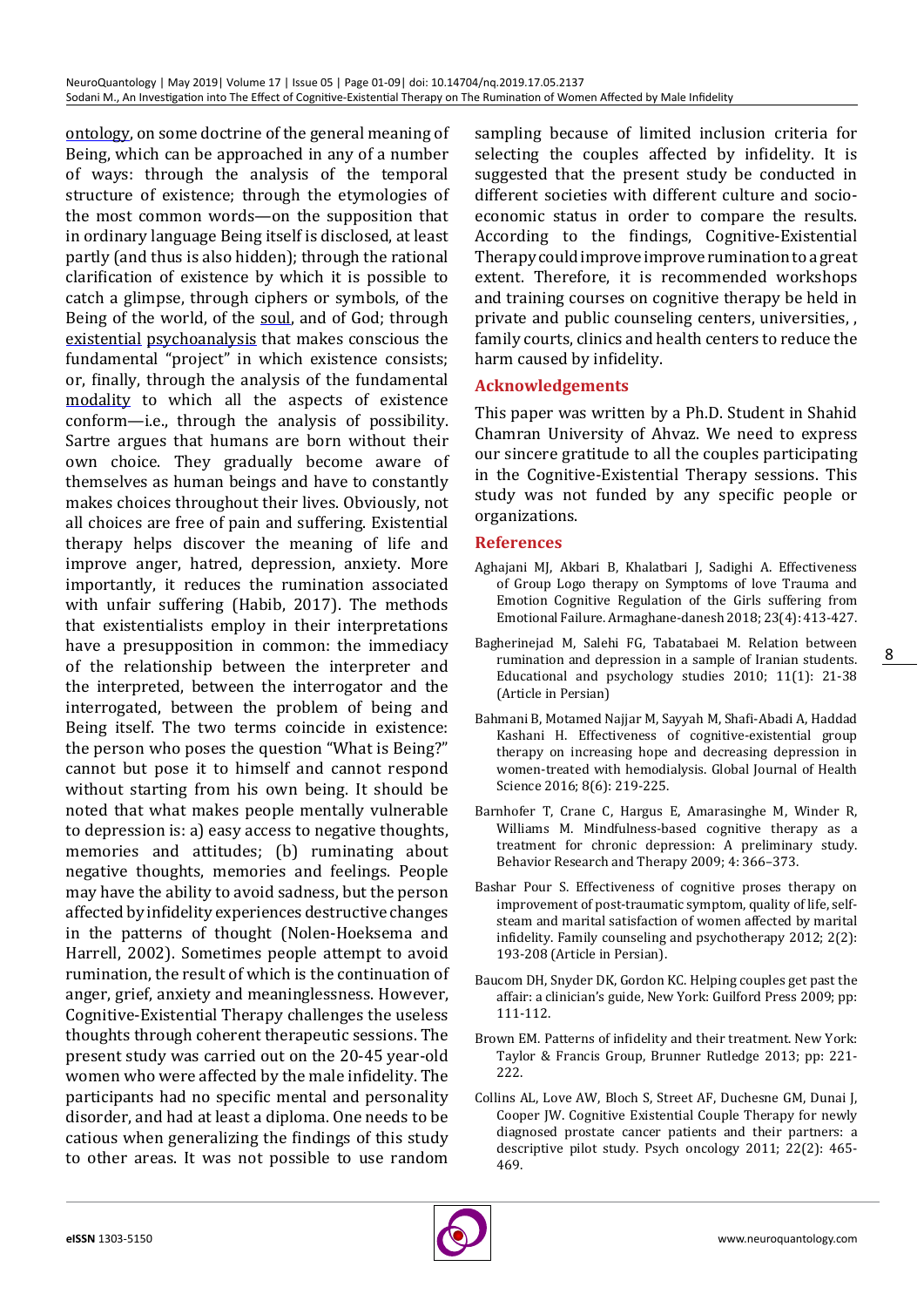ontology, on some doctrine of the general meaning of Being, which can be approached in any of a number of ways: through the analysis of the temporal structure of existence; through the etymologies of the most common words—on the supposition that in ordinary language Being itself is disclosed, at least partly (and thus is also hidden); through the rational clarification of existence by which it is possible to catch a glimpse, through ciphers or symbols, of the Being of the world, of the soul, and of God; through existential psychoanalysis that makes conscious the fundamental "project" in which existence consists; or, finally, through the analysis of the fundamental modality to which all the aspects of existence conform—i.e., through the analysis of possibility. Sartre argues that humans are born without their own choice. They gradually become aware of themselves as human beings and have to constantly makes choices throughout their lives. Obviously, not all choices are free of pain and suffering. Existential therapy helps discover the meaning of life and improve anger, hatred, depression, anxiety. More importantly, it reduces the rumination associated with unfair suffering (Habib, 2017). The methods that existentialists employ in their interpretations have a presupposition in common: the immediacy of the relationship between the interpreter and the interpreted, between the interrogator and the interrogated, between the problem of being and Being itself. The two terms coincide in existence: the person who poses the question "What is Being?" cannot but pose it to himself and cannot respond without starting from his own being. It should be noted that what makes people mentally vulnerable to depression is: a) easy access to negative thoughts, memories and attitudes; (b) ruminating about negative thoughts, memories and feelings. People may have the ability to avoid sadness, but the person affected by infidelity experiences destructive changes in the patterns of thought (Nolen-Hoeksema and Harrell, 2002). Sometimes people attempt to avoid rumination, the result of which is the continuation of anger, grief, anxiety and meaninglessness. However, Cognitive-Existential Therapy challenges the useless thoughts through coherent therapeutic sessions. The present study was carried out on the 20-45 year-old women who were affected by the male infidelity. The participants had no specific mental and personality disorder, and had at least a diploma. One needs to be cautious when generalizing the findings of this study to other areas. It was not possible to use random sampling because of limited inclusion criteria for selecting the couples affected by infidelity. It is suggested that the present study be conducted in different societies with different culture and socio-economic status in order to compare the results. According to the findings, Cognitive-Existential Therapy could improve improve rumination to a great extent. Therefore, it is recommended workshops and training courses on cognitive therapy be held in private and public counseling centers, universities, , family courts, clinics and health centers to reduce the harm caused by infidelity.

## Acknowledgements

This paper was written by a Ph.D. Student in Shahid Chamran University of Ahvaz. We need to express our sincere gratitude to all the couples participating in the Cognitive-Existential Therapy sessions. This study was not funded by any specific people or organizations.

## References

Aghajani MJ, Akbari B, Khalatbari J, Sadighi A. Effectiveness of Group Logo therapy on Symptoms of love Trauma and Emotion Cognitive Regulation of the Girls suffering from Emotional Failure. Armaghane-danesh 2018; 23(4): 413-427.

Bagherinejad M, Salehi FG, Tabatabaei M. Relation between rumination and depression in a sample of Iranian students. Educational and psychology studies 2010; 11(1): 21-38 (Article in Persian)

Bahmani B, Motamed Najjar M, Sayyah M, Shafi-Abadi A, Haddad Kashani H. Effectiveness of cognitive-existential group therapy on increasing hope and decreasing depression in women-treated with hemodialysis. Global Journal of Health Science 2016; 8(6): 219-225.

Barnhofer T, Crane C, Hargus E, Amarasinghe M, Winder R, Williams M. Mindfulness-based cognitive therapy as a treatment for chronic depression: A preliminary study. Behavior Research and Therapy 2009; 4: 366–373.

Bashar Pour S. Effectiveness of cognitive proses therapy on improvement of post-traumatic symptom, quality of life, self-steam and marital satisfaction of women affected by marital infidelity. Family counseling and psychotherapy 2012; 2(2): 193-208 (Article in Persian).

Baucom DH, Snyder DK, Gordon KC. Helping couples get past the affair: a clinician's guide, New York: Guilford Press 2009; pp: 111-112.

Brown EM. Patterns of infidelity and their treatment. New York: Taylor & Francis Group, Brunner Rutledge 2013; pp: 221-222.

Collins AL, Love AW, Bloch S, Street AF, Duchesne GM, Dunai J, Cooper JW. Cognitive Existential Couple Therapy for newly diagnosed prostate cancer patients and their partners: a descriptive pilot study. Psych oncology 2011; 22(2): 465-469.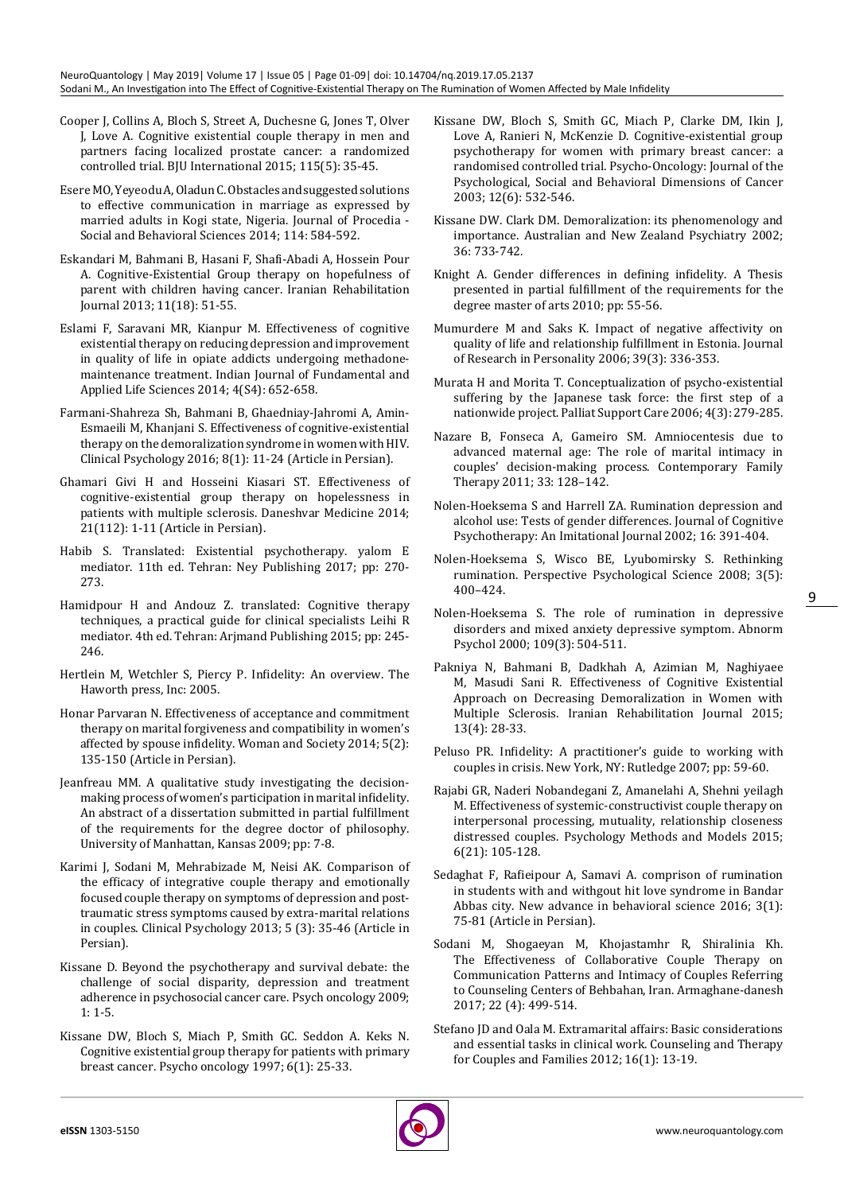Cooper J, Collins A, Bloch S, Street A, Duchesne G, Jones T, Olver J, Love A. Cognitive existential couple therapy in men and partners facing localized prostate cancer: a randomized controlled trial. BJU International 2015; 115(5): 35-45.

Esere MO, Yeyeodu A, Oladun C. Obstacles and suggested solutions to effective communication in marriage as expressed by married adults in Kogi state, Nigeria. Journal of Procedia - Social and Behavioral Sciences 2014; 114: 584-592.

Eskandari M, Bahmani B, Hasani F, Shafi-Abadi A, Hossein Pour A. Cognitive-Existential Group therapy on hopefulness of parent with children having cancer. Iranian Rehabilitation Journal 2013; 11(18): 51-55.

Eslami F, Saravani MR, Kianpur M. Effectiveness of cognitive existential therapy on reducing depression and improvement in quality of life in opiate addicts undergoing methadone-maintenance treatment. Indian Journal of Fundamental and Applied Life Sciences 2014; 4(S4): 652-658.

Farmani-Shahreza Sh, Bahmani B, Ghaedniay-Jahromi A, Amin-Esmaeili M, Khanjani S. Effectiveness of cognitive-existential therapy on the demoralization syndrome in women with HIV. Clinical Psychology 2016; 8(1): 11-24 (Article in Persian).

Ghamari Givi H and Hosseini Kiasari ST. Effectiveness of cognitive-existential group therapy on hopelessness in patients with multiple sclerosis. Daneshvar Medicine 2014; 21(112): 1-11 (Article in Persian).

Habib S. Translated: Existential psychotherapy. yalom E mediator. 11th ed. Tehran: Ney Publishing 2017; pp: 270-273.

Hamidpour H and Andouz Z. translated: Cognitive therapy techniques, a practical guide for clinical specialists Leihi R mediator. 4th ed. Tehran: Arjmand Publishing 2015; pp: 245-246.

Hertlein M, Wetchler S, Piercy P. Infidelity: An overview. The Haworth press, Inc: 2005.

Honar Parvaran N. Effectiveness of acceptance and commitment therapy on marital forgiveness and compatibility in women's affected by spouse infidelity. Woman and Society 2014; 5(2): 135-150 (Article in Persian).

Jeanfreau MM. A qualitative study investigating the decision-making process of women's participation in marital infidelity. An abstract of a dissertation submitted in partial fulfillment of the requirements for the degree doctor of philosophy. University of Manhattan, Kansas 2009; pp: 7-8.

Karimi J, Sodani M, Mehrabizade M, Neisi AK. Comparison of the efficacy of integrative couple therapy and emotionally focused couple therapy on symptoms of depression and post-traumatic stress symptoms caused by extra-marital relations in couples. Clinical Psychology 2013; 5 (3): 35-46 (Article in Persian).

Kissane D. Beyond the psychotherapy and survival debate: the challenge of social disparity, depression and treatment adherence in psychosocial cancer care. Psych oncology 2009; 1: 1-5.

Kissane DW, Bloch S, Miach P, Smith GC. Seddon A. Keks N. Cognitive existential group therapy for patients with primary breast cancer. Psycho oncology 1997; 6(1): 25-33.

Kissane DW, Bloch S, Smith GC, Miach P, Clarke DM, Ikin J, Love A, Ranieri N, McKenzie D. Cognitive-existential group psychotherapy for women with primary breast cancer: a randomised controlled trial. Psycho-Oncology: Journal of the Psychological, Social and Behavioral Dimensions of Cancer 2003; 12(6): 532-546.

Kissane DW. Clark DM. Demoralization: its phenomenology and importance. Australian and New Zealand Psychiatry 2002; 36: 733-742.

Knight A. Gender differences in defining infidelity. A Thesis presented in partial fulfillment of the requirements for the degree master of arts 2010; pp: 55-56.

Mumurdere M and Saks K. Impact of negative affectivity on quality of life and relationship fulfillment in Estonia. Journal of Research in Personality 2006; 39(3): 336-353.

Murata H and Morita T. Conceptualization of psycho-existential suffering by the Japanese task force: the first step of a nationwide project. Palliat Support Care 2006; 4(3): 279-285.

Nazare B, Fonseca A, Gameiro SM. Amniocentesis due to advanced maternal age: The role of marital intimacy in couples' decision-making process. Contemporary Family Therapy 2011; 33: 128–142.

Nolen-Hoeksema S and Harrell ZA. Rumination depression and alcohol use: Tests of gender differences. Journal of Cognitive Psychotherapy: An Imitational Journal 2002; 16: 391-404.

Nolen-Hoeksema S, Wisco BE, Lyubomirsky S. Rethinking rumination. Perspective Psychological Science 2008; 3(5): 400–424.

Nolen-Hoeksema S. The role of rumination in depressive disorders and mixed anxiety depressive symptom. Abnorm Psychol 2000; 109(3): 504-511.

Pakniya N, Bahmani B, Dadkhah A, Azimian M, Naghiyaee M, Masudi Sani R. Effectiveness of Cognitive Existential Approach on Decreasing Demoralization in Women with Multiple Sclerosis. Iranian Rehabilitation Journal 2015; 13(4): 28-33.

Peluso PR. Infidelity: A practitioner's guide to working with couples in crisis. New York, NY: Rutledge 2007; pp: 59-60.

Rajabi GR, Naderi Nobandegani Z, Amanelahi A, Shehni yeilagh M. Effectiveness of systemic-constructivist couple therapy on interpersonal processing, mutuality, relationship closeness distressed couples. Psychology Methods and Models 2015; 6(21): 105-128.

Sedaghat F, Rafieipour A, Samavi A. comprison of rumination in students with and withgout hit love syndrome in Bandar Abbas city. New advance in behavioral science 2016; 3(1): 75-81 (Article in Persian).

Sodani M, Shogaeyan M, Khojastamhr R, Shiralinia Kh. The Effectiveness of Collaborative Couple Therapy on Communication Patterns and Intimacy of Couples Referring to Counseling Centers of Behbahan, Iran. Armaghane-danesh 2017; 22 (4): 499-514.

Stefano JD and Oala M. Extramarital affairs: Basic considerations and essential tasks in clinical work. Counseling and Therapy for Couples and Families 2012; 16(1): 13-19.